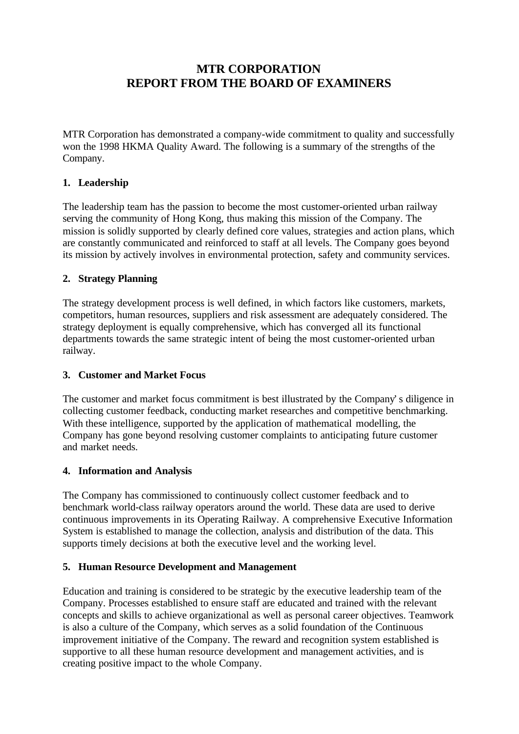# MTR CORPORATION
# REPORT FROM THE BOARD OF EXAMINERS

MTR Corporation has demonstrated a company-wide commitment to quality and successfully won the 1998 HKMA Quality Award. The following is a summary of the strengths of the Company.

## 1. Leadership

The leadership team has the passion to become the most customer-oriented urban railway serving the community of Hong Kong, thus making this mission of the Company. The mission is solidly supported by clearly defined core values, strategies and action plans, which are constantly communicated and reinforced to staff at all levels. The Company goes beyond its mission by actively involves in environmental protection, safety and community services.

## 2. Strategy Planning

The strategy development process is well defined, in which factors like customers, markets, competitors, human resources, suppliers and risk assessment are adequately considered. The strategy deployment is equally comprehensive, which has converged all its functional departments towards the same strategic intent of being the most customer-oriented urban railway.

## 3. Customer and Market Focus

The customer and market focus commitment is best illustrated by the Company's diligence in collecting customer feedback, conducting market researches and competitive benchmarking. With these intelligence, supported by the application of mathematical modelling, the Company has gone beyond resolving customer complaints to anticipating future customer and market needs.

## 4. Information and Analysis

The Company has commissioned to continuously collect customer feedback and to benchmark world-class railway operators around the world. These data are used to derive continuous improvements in its Operating Railway. A comprehensive Executive Information System is established to manage the collection, analysis and distribution of the data. This supports timely decisions at both the executive level and the working level.

## 5. Human Resource Development and Management

Education and training is considered to be strategic by the executive leadership team of the Company. Processes established to ensure staff are educated and trained with the relevant concepts and skills to achieve organizational as well as personal career objectives. Teamwork is also a culture of the Company, which serves as a solid foundation of the Continuous improvement initiative of the Company. The reward and recognition system established is supportive to all these human resource development and management activities, and is creating positive impact to the whole Company.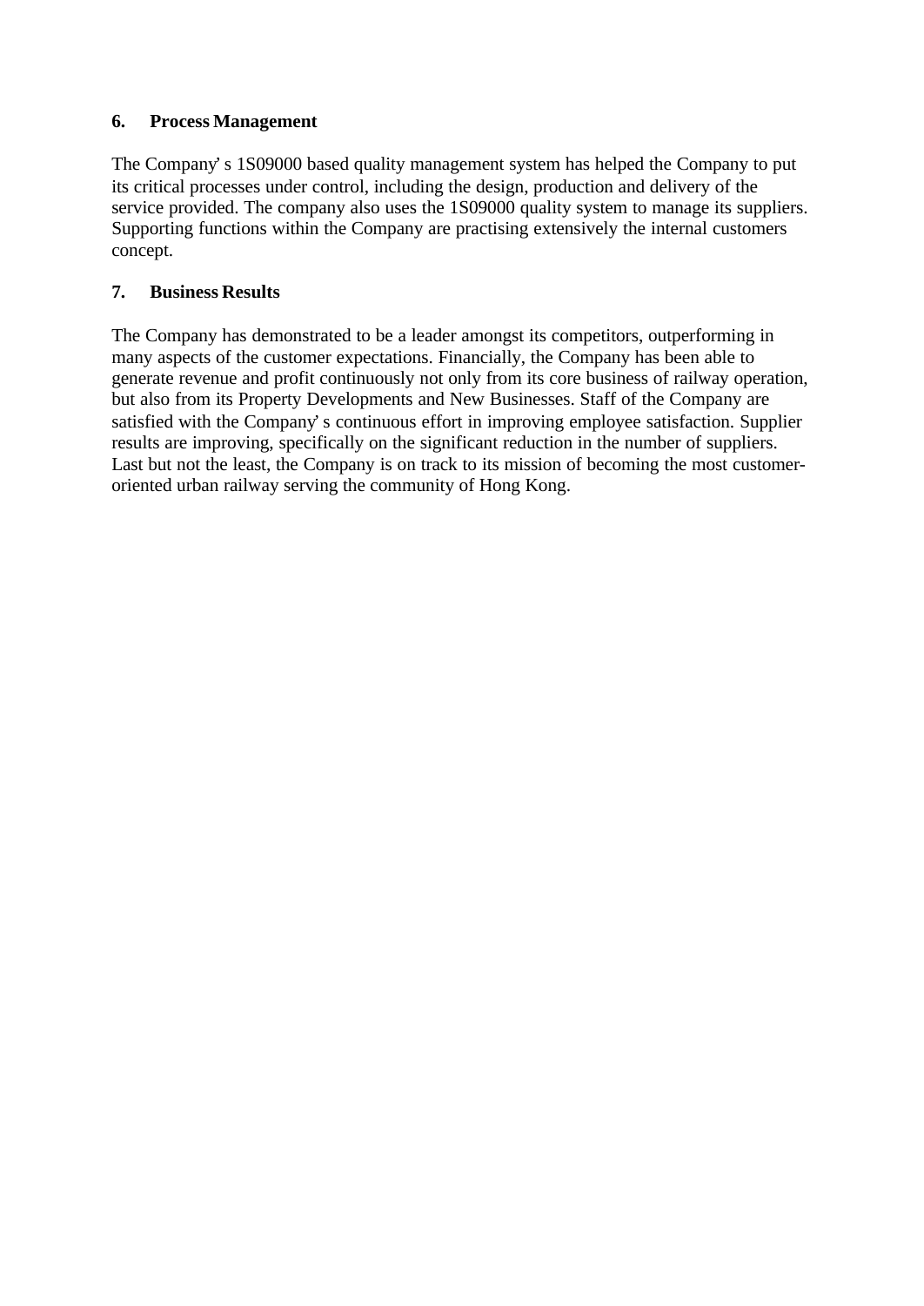## 6. Process Management

The Company' s 1S09000 based quality management system has helped the Company to put its critical processes under control, including the design, production and delivery of the service provided. The company also uses the 1S09000 quality system to manage its suppliers. Supporting functions within the Company are practising extensively the internal customers concept.

## 7. Business Results

The Company has demonstrated to be a leader amongst its competitors, outperforming in many aspects of the customer expectations. Financially, the Company has been able to generate revenue and profit continuously not only from its core business of railway operation, but also from its Property Developments and New Businesses. Staff of the Company are satisfied with the Company' s continuous effort in improving employee satisfaction. Supplier results are improving, specifically on the significant reduction in the number of suppliers. Last but not the least, the Company is on track to its mission of becoming the most customer-oriented urban railway serving the community of Hong Kong.